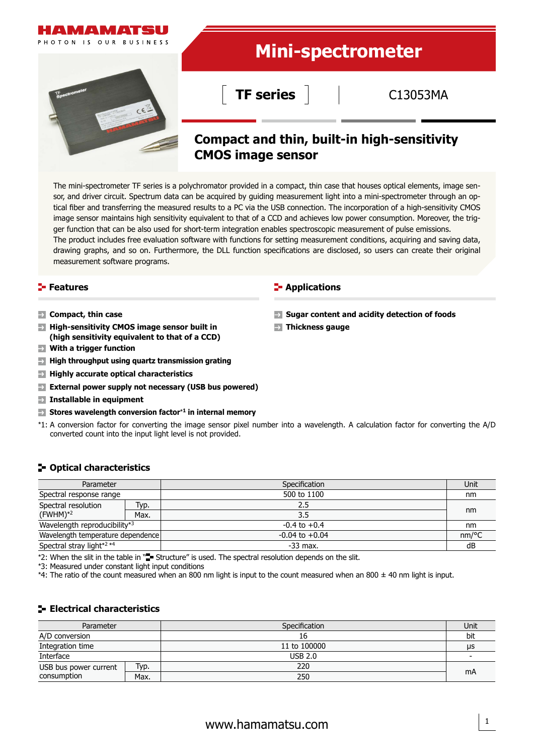# Mini-spectrometer

**TF series** | C13053MA

## Compact and thin, built-in high-sensitivity CMOS image sensor

The mini-spectrometer TF series is a polychromator provided in a compact, thin case that houses optical elements, image sensor, and driver circuit. Spectrum data can be acquired by guiding measurement light into a mini-spectrometer through an optical fiber and transferring the measured results to a PC via the USB connection. The incorporation of a high-sensitivity CMOS image sensor maintains high sensitivity equivalent to that of a CCD and achieves low power consumption. Moreover, the trigger function that can be also used for short-term integration enables spectroscopic measurement of pulse emissions.
The product includes free evaluation software with functions for setting measurement conditions, acquiring and saving data, drawing graphs, and so on. Furthermore, the DLL function specifications are disclosed, so users can create their original measurement software programs.

## Features

- **Compact, thin case**
- **High-sensitivity CMOS image sensor built in (high sensitivity equivalent to that of a CCD)**
- **With a trigger function**
- **High throughput using quartz transmission grating**
- **Highly accurate optical characteristics**
- **External power supply not necessary (USB bus powered)**
- **Installable in equipment**
- **Stores wavelength conversion factor*1 in internal memory**

*1: A conversion factor for converting the image sensor pixel number into a wavelength. A calculation factor for converting the A/D converted count into the input light level is not provided.

## Applications

- **Sugar content and acidity detection of foods**
- **Thickness gauge**

## Optical characteristics

| Parameter | | Specification | Unit |
|---|---|---|---|
| Spectral response range | | 500 to 1100 | nm |
| Spectral resolution (FWHM)*2 | Typ. | 2.5 | nm |
| | Max. | 3.5 | nm |
| Wavelength reproducibility*3 | | -0.4 to +0.4 | nm |
| Wavelength temperature dependence | | -0.04 to +0.04 | nm/°C |
| Spectral stray light*2 *4 | | -33 max. | dB |

*2: When the slit in the table in "Structure" is used. The spectral resolution depends on the slit.
*3: Measured under constant light input conditions
*4: The ratio of the count measured when an 800 nm light is input to the count measured when an 800 ± 40 nm light is input.

## Electrical characteristics

| Parameter | | Specification | Unit |
|---|---|---|---|
| A/D conversion | | 16 | bit |
| Integration time | | 11 to 100000 | μs |
| Interface | | USB 2.0 | - |
| USB bus power current consumption | Typ. | 220 | mA |
| | Max. | 250 | mA |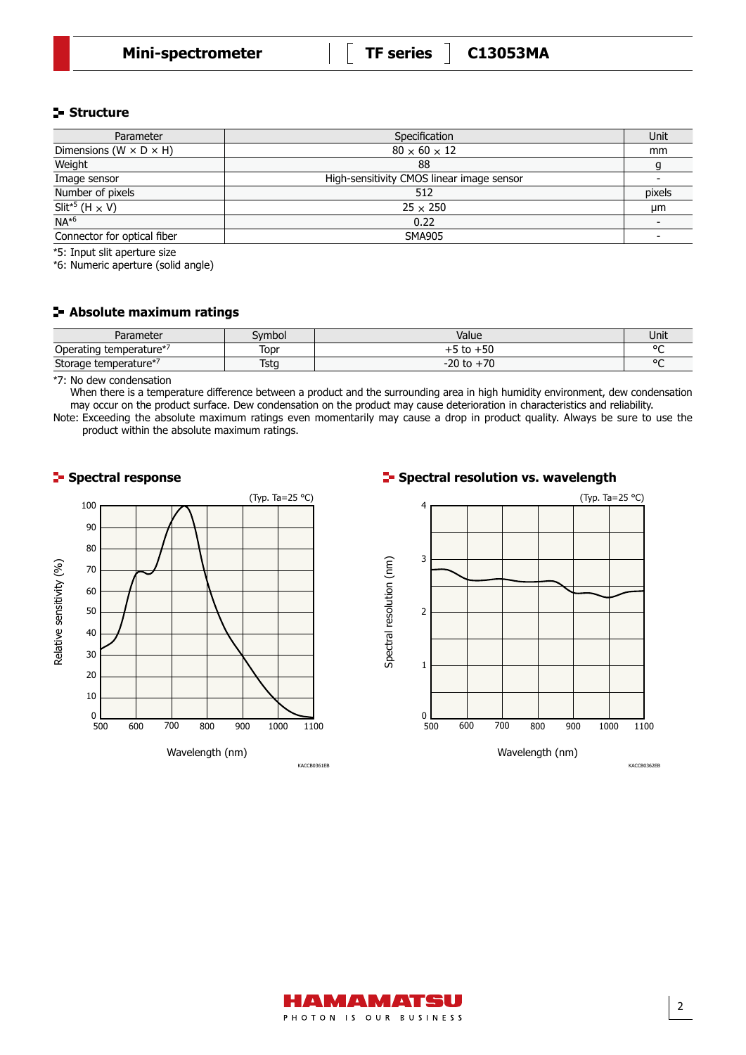## Structure

| Parameter | Specification | Unit |
|---|---|---|
| Dimensions (W × D × H) | 80 × 60 × 12 | mm |
| Weight | 88 | g |
| Image sensor | High-sensitivity CMOS linear image sensor | - |
| Number of pixels | 512 | pixels |
| Slit*5 (H × V) | 25 × 250 | μm |
| NA*6 | 0.22 | - |
| Connector for optical fiber | SMA905 | - |

*5: Input slit aperture size
*6: Numeric aperture (solid angle)

## Absolute maximum ratings

| Parameter | Symbol | Value | Unit |
|---|---|---|---|
| Operating temperature*7 | Topr | +5 to +50 | °C |
| Storage temperature*7 | Tstg | -20 to +70 | °C |

*7: No dew condensation
When there is a temperature difference between a product and the surrounding area in high humidity environment, dew condensation may occur on the product surface. Dew condensation on the product may cause deterioration in characteristics and reliability.

Note: Exceeding the absolute maximum ratings even momentarily may cause a drop in product quality. Always be sure to use the product within the absolute maximum ratings.

## Spectral response

(Typ. Ta=25 °C)

Relative sensitivity (%) vs. Wavelength (nm)

KACCB0361EB

## Spectral resolution vs. wavelength

(Typ. Ta=25 °C)

Spectral resolution (nm) vs. Wavelength (nm)

KACCB0362EB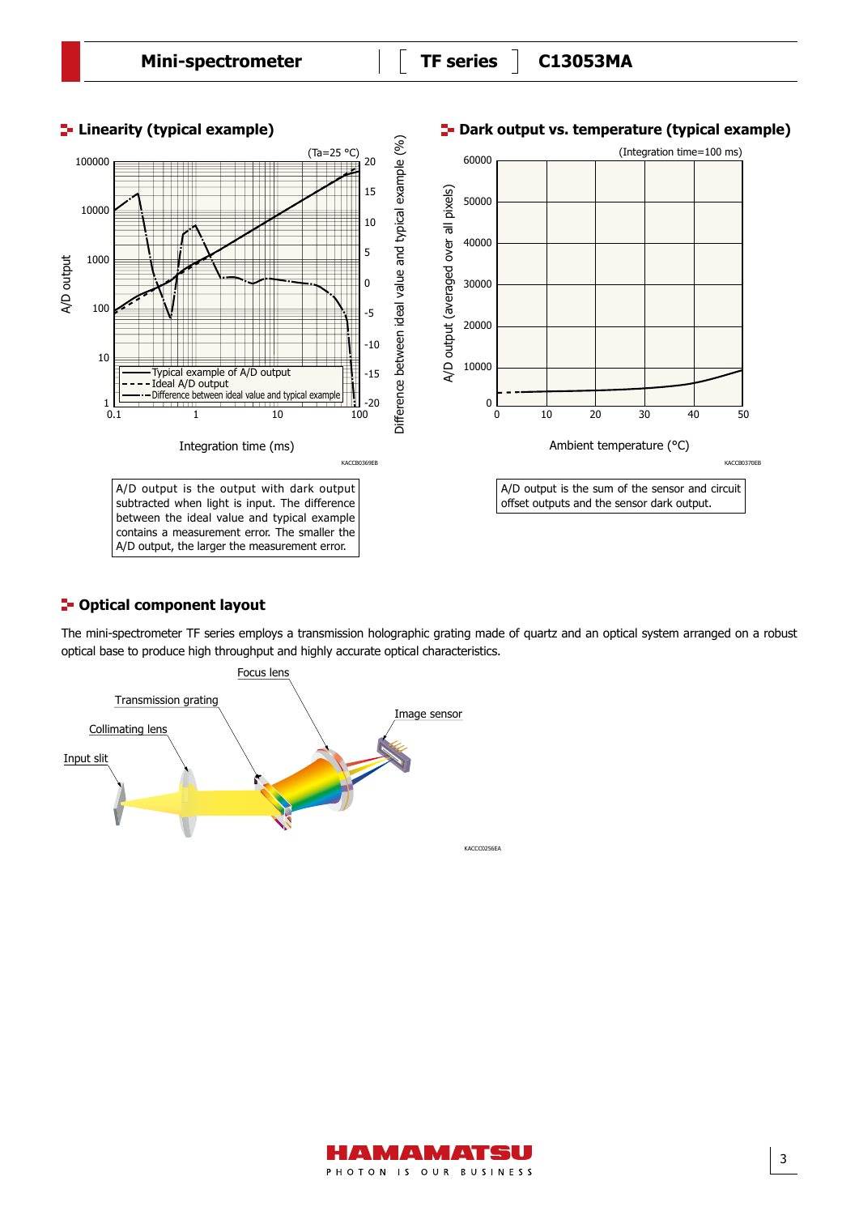## Linearity (typical example)

(Ta=25 °C)

A/D output

Difference between ideal value and typical example (%)

Typical example of A/D output
Ideal A/D output
Difference between ideal value and typical example

Integration time (ms)

KACCB0369EB

A/D output is the output with dark output subtracted when light is input. The difference between the ideal value and typical example contains a measurement error. The smaller the A/D output, the larger the measurement error.

## Dark output vs. temperature (typical example)

(Integration time=100 ms)

A/D output (averaged over all pixels)

Ambient temperature (°C)

KACCB0370EB

A/D output is the sum of the sensor and circuit offset outputs and the sensor dark output.

## Optical component layout

The mini-spectrometer TF series employs a transmission holographic grating made of quartz and an optical system arranged on a robust optical base to produce high throughput and highly accurate optical characteristics.

Focus lens
Transmission grating
Image sensor
Collimating lens
Input slit

KACCC0256EA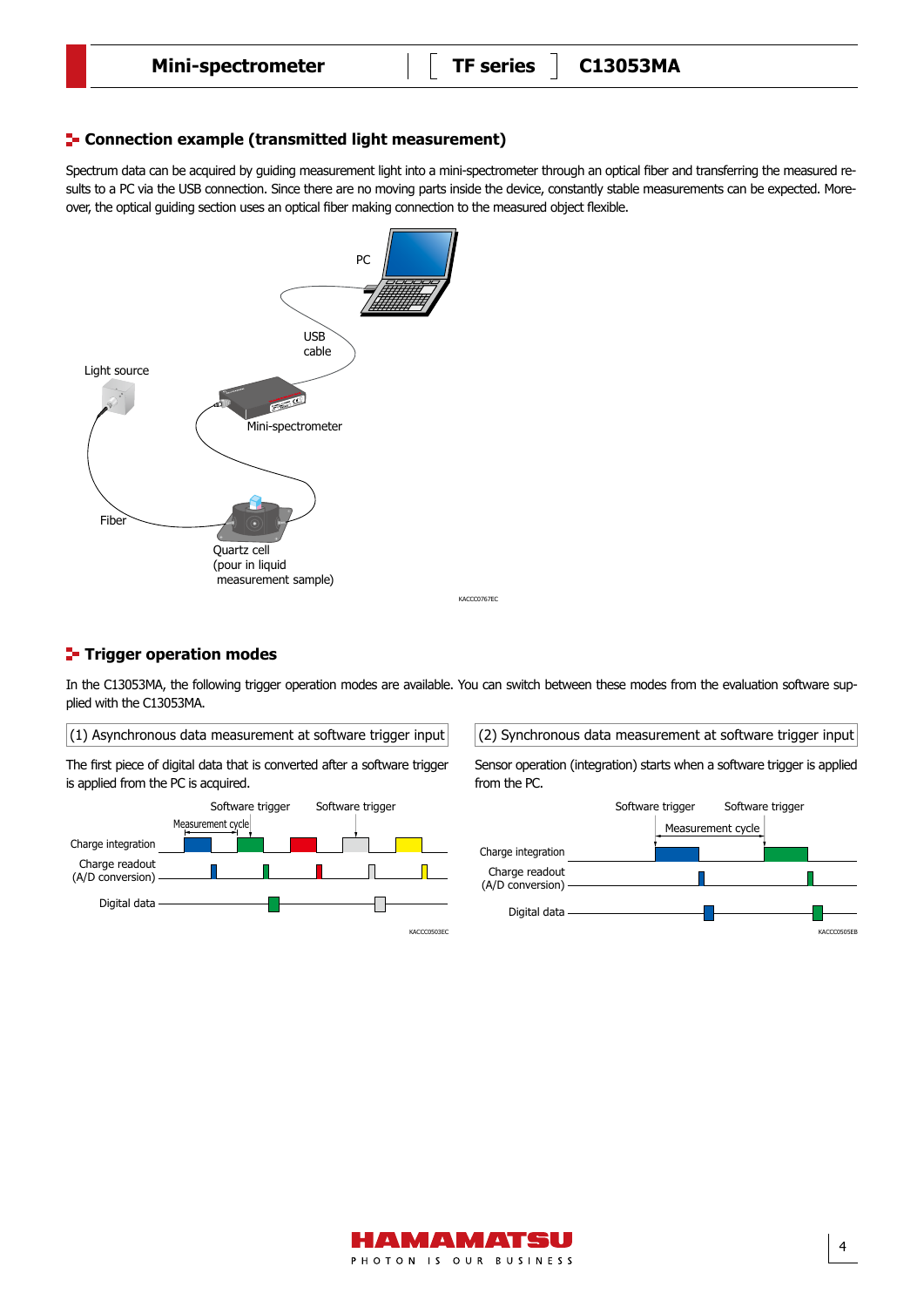## Connection example (transmitted light measurement)

Spectrum data can be acquired by guiding measurement light into a mini-spectrometer through an optical fiber and transferring the measured results to a PC via the USB connection. Since there are no moving parts inside the device, constantly stable measurements can be expected. Moreover, the optical guiding section uses an optical fiber making connection to the measured object flexible.

PC

USB cable

Light source

Mini-spectrometer

Fiber

Quartz cell (pour in liquid measurement sample)

KACCC0767EC

## Trigger operation modes

In the C13053MA, the following trigger operation modes are available. You can switch between these modes from the evaluation software supplied with the C13053MA.

(1) Asynchronous data measurement at software trigger input

The first piece of digital data that is converted after a software trigger is applied from the PC is acquired.

Software trigger, Software trigger, Measurement cycle, Charge integration, Charge readout (A/D conversion), Digital data

KACCC0503EC

(2) Synchronous data measurement at software trigger input

Sensor operation (integration) starts when a software trigger is applied from the PC.

Software trigger, Software trigger, Measurement cycle, Charge integration, Charge readout (A/D conversion), Digital data

KACCC0505EB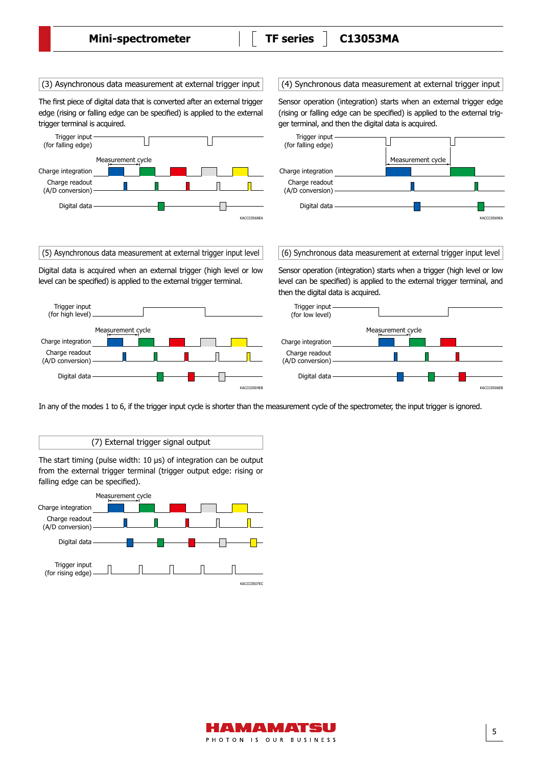### (3) Asynchronous data measurement at external trigger input

The first piece of digital data that is converted after an external trigger edge (rising or falling edge can be specified) is applied to the external trigger terminal is acquired.

Trigger input (for falling edge)

Measurement cycle

Charge integration

Charge readout (A/D conversion)

Digital data

KACCC0568EA

### (4) Synchronous data measurement at external trigger input

Sensor operation (integration) starts when an external trigger edge (rising or falling edge can be specified) is applied to the external trigger terminal, and then the digital data is acquired.

Trigger input (for falling edge)

Measurement cycle

Charge integration

Charge readout (A/D conversion)

Digital data

KACCC0569EA

### (5) Asynchronous data measurement at external trigger input level

Digital data is acquired when an external trigger (high level or low level can be specified) is applied to the external trigger terminal.

Trigger input (for high level)

Measurement cycle

Charge integration

Charge readout (A/D conversion)

Digital data

KACCC0504EB

### (6) Synchronous data measurement at external trigger input level

Sensor operation (integration) starts when a trigger (high level or low level can be specified) is applied to the external trigger terminal, and then the digital data is acquired.

Trigger input (for low level)

Measurement cycle

Charge integration

Charge readout (A/D conversion)

Digital data

KACCC0506EB

In any of the modes 1 to 6, if the trigger input cycle is shorter than the measurement cycle of the spectrometer, the input trigger is ignored.

### (7) External trigger signal output

The start timing (pulse width: 10 μs) of integration can be output from the external trigger terminal (trigger output edge: rising or falling edge can be specified).

Measurement cycle

Charge integration

Charge readout (A/D conversion)

Digital data

Trigger input (for rising edge)

KACCC0507EC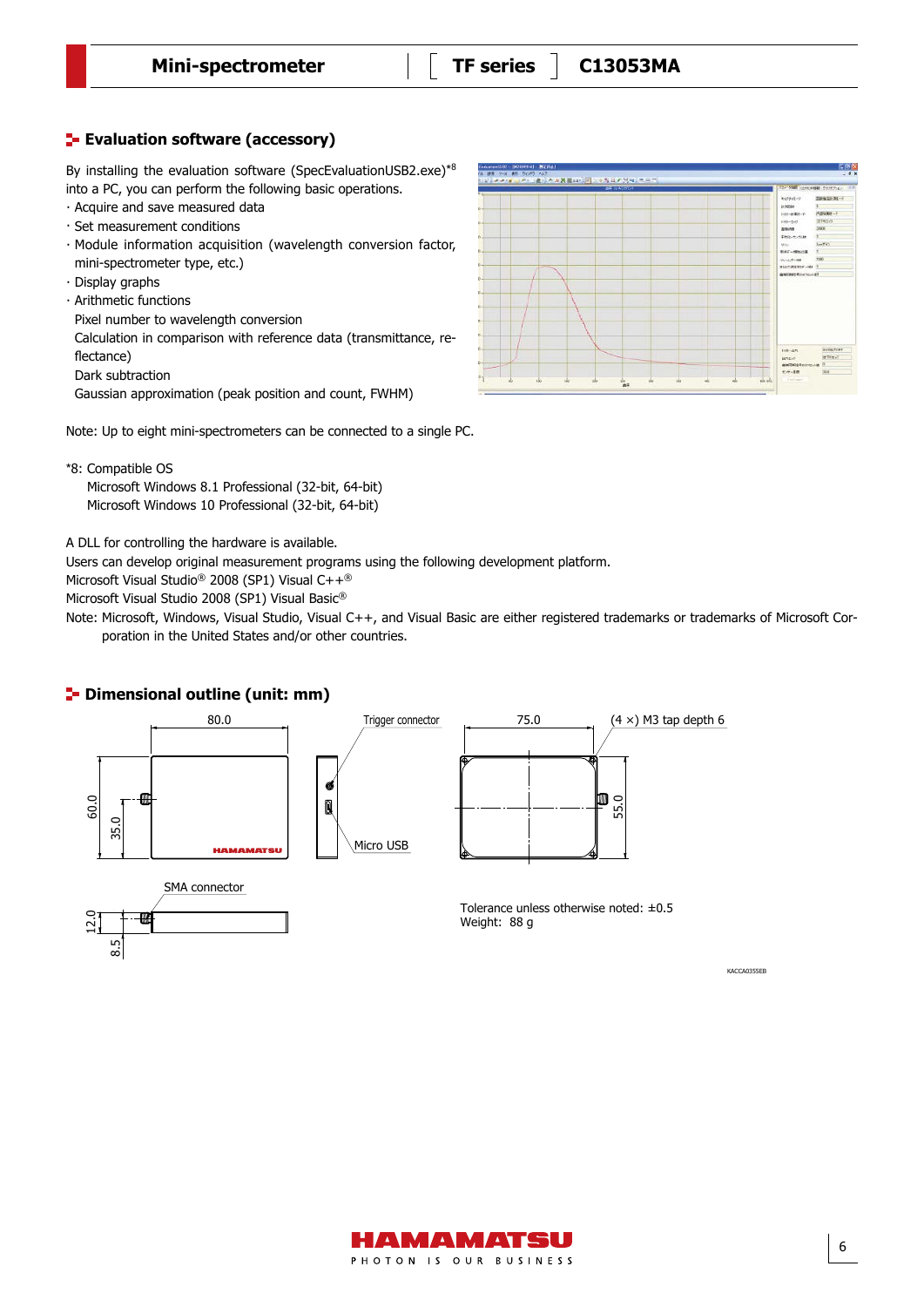## Evaluation software (accessory)

By installing the evaluation software (SpecEvaluationUSB2.exe)*8 into a PC, you can perform the following basic operations.

- · Acquire and save measured data
- · Set measurement conditions
- · Module information acquisition (wavelength conversion factor, mini-spectrometer type, etc.)
- · Display graphs
- · Arithmetic functions

  Pixel number to wavelength conversion

  Calculation in comparison with reference data (transmittance, reflectance)

  Dark subtraction

  Gaussian approximation (peak position and count, FWHM)

Note: Up to eight mini-spectrometers can be connected to a single PC.

*8: Compatible OS

Microsoft Windows 8.1 Professional (32-bit, 64-bit)

Microsoft Windows 10 Professional (32-bit, 64-bit)

A DLL for controlling the hardware is available.

Users can develop original measurement programs using the following development platform.

Microsoft Visual Studio® 2008 (SP1) Visual C++®

Microsoft Visual Studio 2008 (SP1) Visual Basic®

Note: Microsoft, Windows, Visual Studio, Visual C++, and Visual Basic are either registered trademarks or trademarks of Microsoft Corporation in the United States and/or other countries.

## Dimensional outline (unit: mm)

80.0 | 60.0 | 35.0 | Trigger connector | Micro USB | 75.0 | (4 ×) M3 tap depth 6 | 55.0 | SMA connector | 12.0 | 8.5

Tolerance unless otherwise noted: ±0.5

Weight: 88 g

KACCA0355EB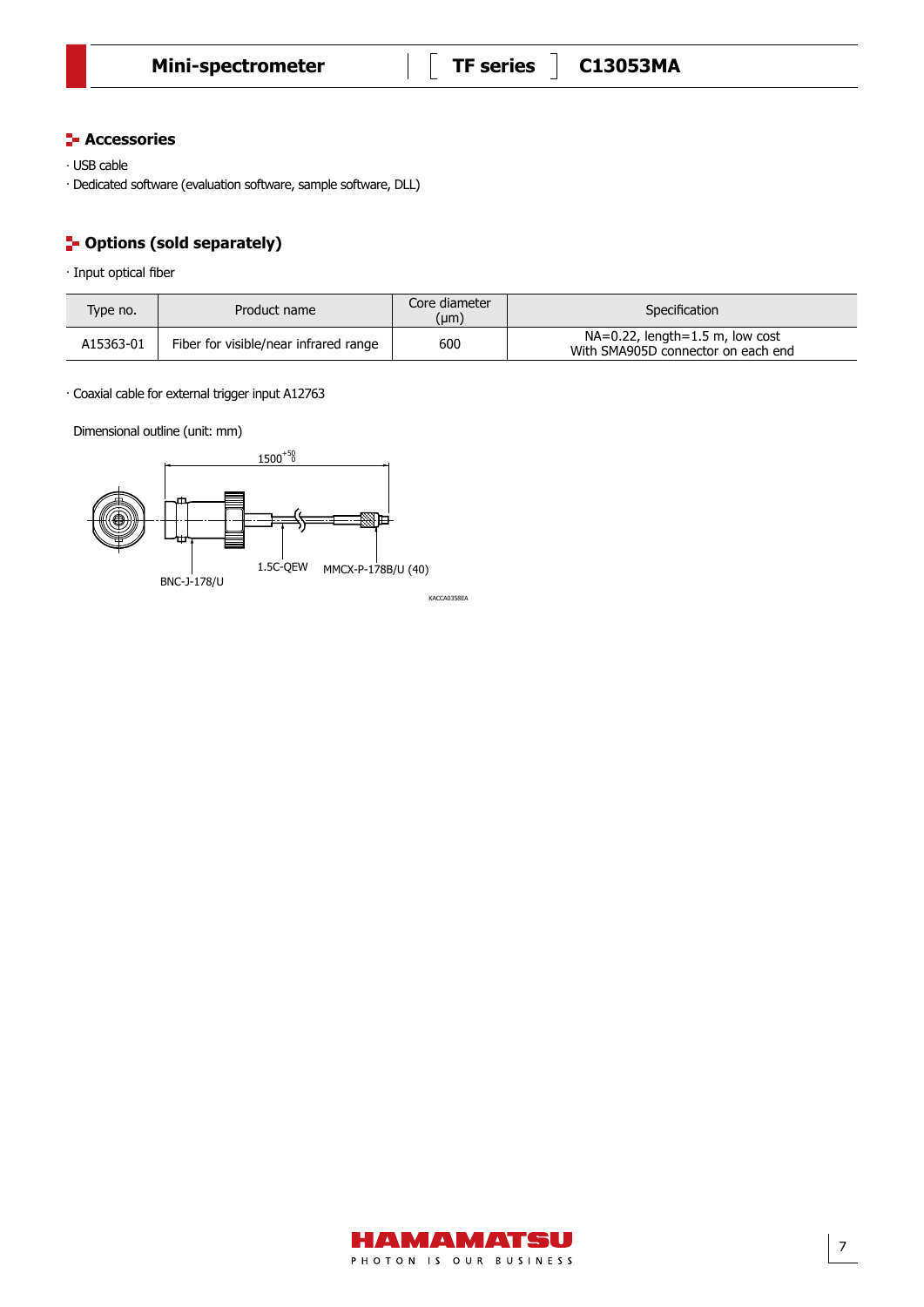## Accessories

· USB cable
· Dedicated software (evaluation software, sample software, DLL)

## Options (sold separately)

· Input optical fiber

| Type no. | Product name | Core diameter (μm) | Specification |
|---|---|---|---|
| A15363-01 | Fiber for visible/near infrared range | 600 | NA=0.22, length=1.5 m, low cost<br>With SMA905D connector on each end |

· Coaxial cable for external trigger input A12763

Dimensional outline (unit: mm)

$1500^{+50}_{0}$

BNC-J-178/U

1.5C-QEW

MMCX-P-178B/U (40)

KACCA0358EA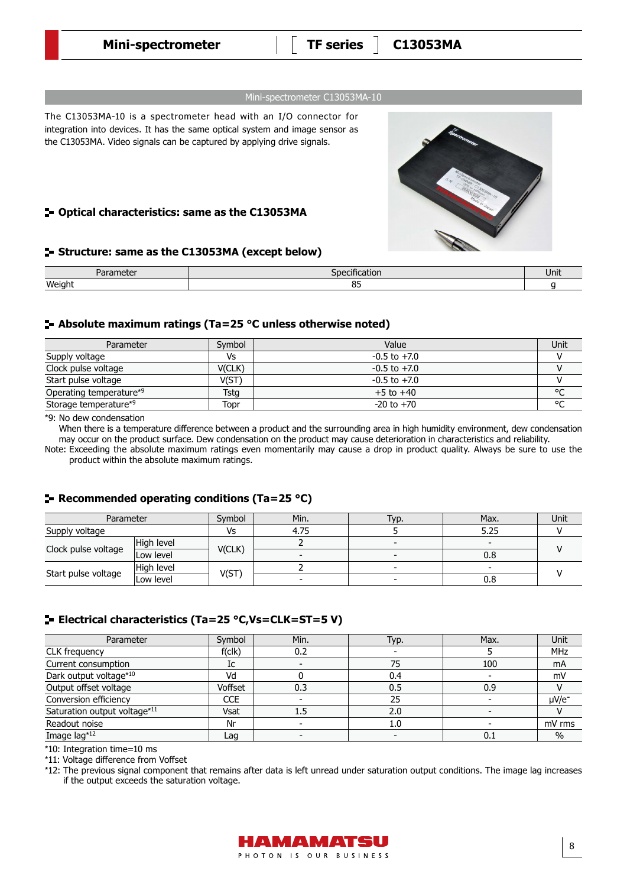## Mini-spectrometer C13053MA-10

The C13053MA-10 is a spectrometer head with an I/O connector for integration into devices. It has the same optical system and image sensor as the C13053MA. Video signals can be captured by applying drive signals.

### Optical characteristics: same as the C13053MA

### Structure: same as the C13053MA (except below)

| Parameter | Specification | Unit |
|---|---|---|
| Weight | 85 | g |

### Absolute maximum ratings (Ta=25 °C unless otherwise noted)

| Parameter | Symbol | Value | Unit |
|---|---|---|---|
| Supply voltage | Vs | -0.5 to +7.0 | V |
| Clock pulse voltage | V(CLK) | -0.5 to +7.0 | V |
| Start pulse voltage | V(ST) | -0.5 to +7.0 | V |
| Operating temperature*9 | Tstg | +5 to +40 | °C |
| Storage temperature*9 | Topr | -20 to +70 | °C |

*9: No dew condensation
When there is a temperature difference between a product and the surrounding area in high humidity environment, dew condensation may occur on the product surface. Dew condensation on the product may cause deterioration in characteristics and reliability.

Note: Exceeding the absolute maximum ratings even momentarily may cause a drop in product quality. Always be sure to use the product within the absolute maximum ratings.

### Recommended operating conditions (Ta=25 °C)

| Parameter | | Symbol | Min. | Typ. | Max. | Unit |
|---|---|---|---|---|---|---|
| Supply voltage | | Vs | 4.75 | 5 | 5.25 | V |
| Clock pulse voltage | High level | V(CLK) | 2 | - | - | V |
| | Low level | | - | - | 0.8 | |
| Start pulse voltage | High level | V(ST) | 2 | - | - | V |
| | Low level | | - | - | 0.8 | |

### Electrical characteristics (Ta=25 °C,Vs=CLK=ST=5 V)

| Parameter | Symbol | Min. | Typ. | Max. | Unit |
|---|---|---|---|---|---|
| CLK frequency | f(clk) | 0.2 | - | 5 | MHz |
| Current consumption | Ic | - | 75 | 100 | mA |
| Dark output voltage*10 | Vd | 0 | 0.4 | - | mV |
| Output offset voltage | Voffset | 0.3 | 0.5 | 0.9 | V |
| Conversion efficiency | CCE | - | 25 | - | μV/e⁻ |
| Saturation output voltage*11 | Vsat | 1.5 | 2.0 | - | V |
| Readout noise | Nr | - | 1.0 | - | mV rms |
| Image lag*12 | Lag | - | - | 0.1 | % |

*10: Integration time=10 ms
*11: Voltage difference from Voffset
*12: The previous signal component that remains after data is left unread under saturation output conditions. The image lag increases if the output exceeds the saturation voltage.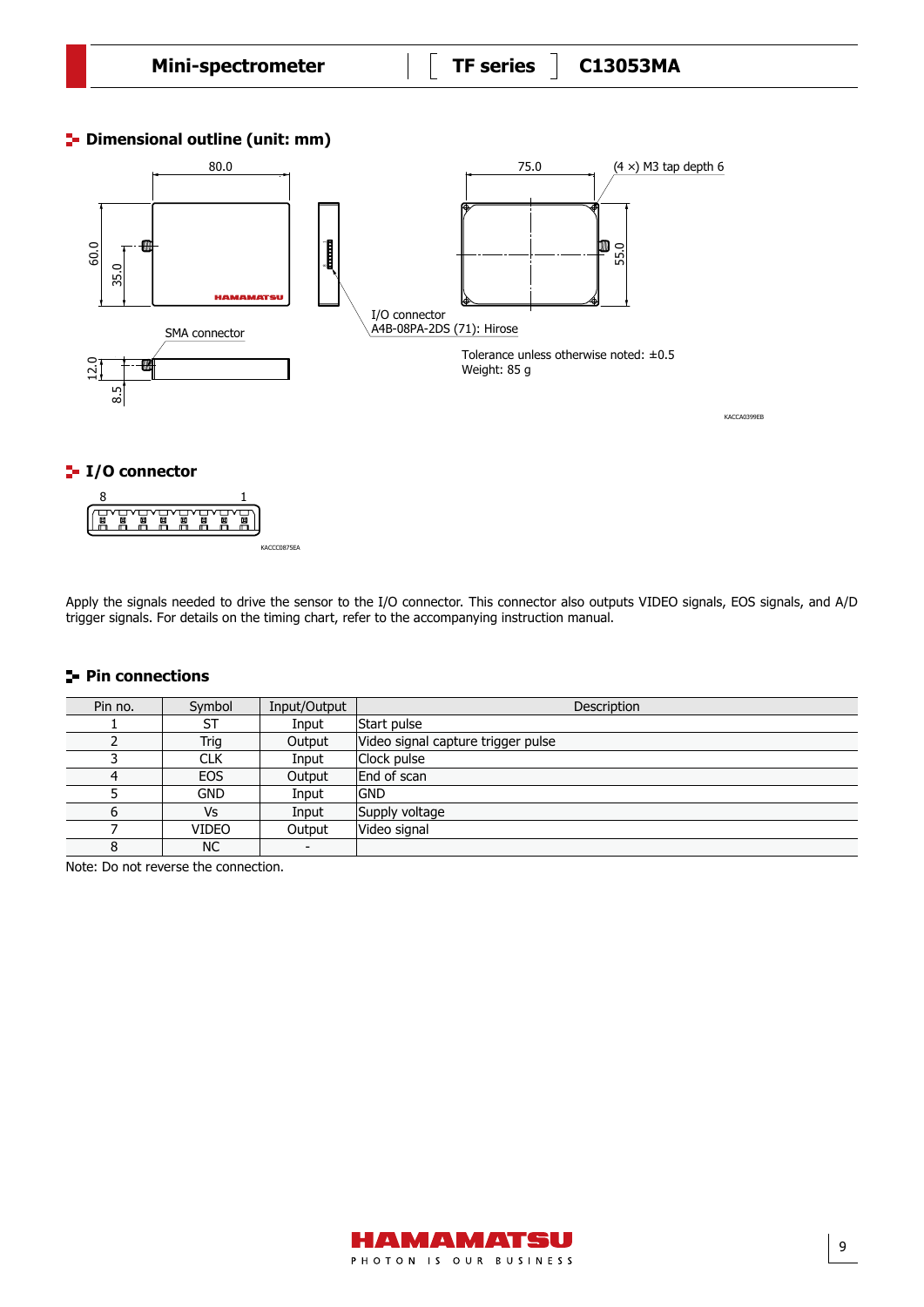## Dimensional outline (unit: mm)

80.0

75.0

(4 ×) M3 tap depth 6

60.0

35.0

55.0

SMA connector

I/O connector
A4B-08PA-2DS (71): Hirose

12.0

8.5

Tolerance unless otherwise noted: ±0.5
Weight: 85 g

KACCA0399EB

## I/O connector

8 1

KACCC0875EA

Apply the signals needed to drive the sensor to the I/O connector. This connector also outputs VIDEO signals, EOS signals, and A/D trigger signals. For details on the timing chart, refer to the accompanying instruction manual.

## Pin connections

| Pin no. | Symbol | Input/Output | Description |
|---|---|---|---|
| 1 | ST | Input | Start pulse |
| 2 | Trig | Output | Video signal capture trigger pulse |
| 3 | CLK | Input | Clock pulse |
| 4 | EOS | Output | End of scan |
| 5 | GND | Input | GND |
| 6 | Vs | Input | Supply voltage |
| 7 | VIDEO | Output | Video signal |
| 8 | NC | - | |

Note: Do not reverse the connection.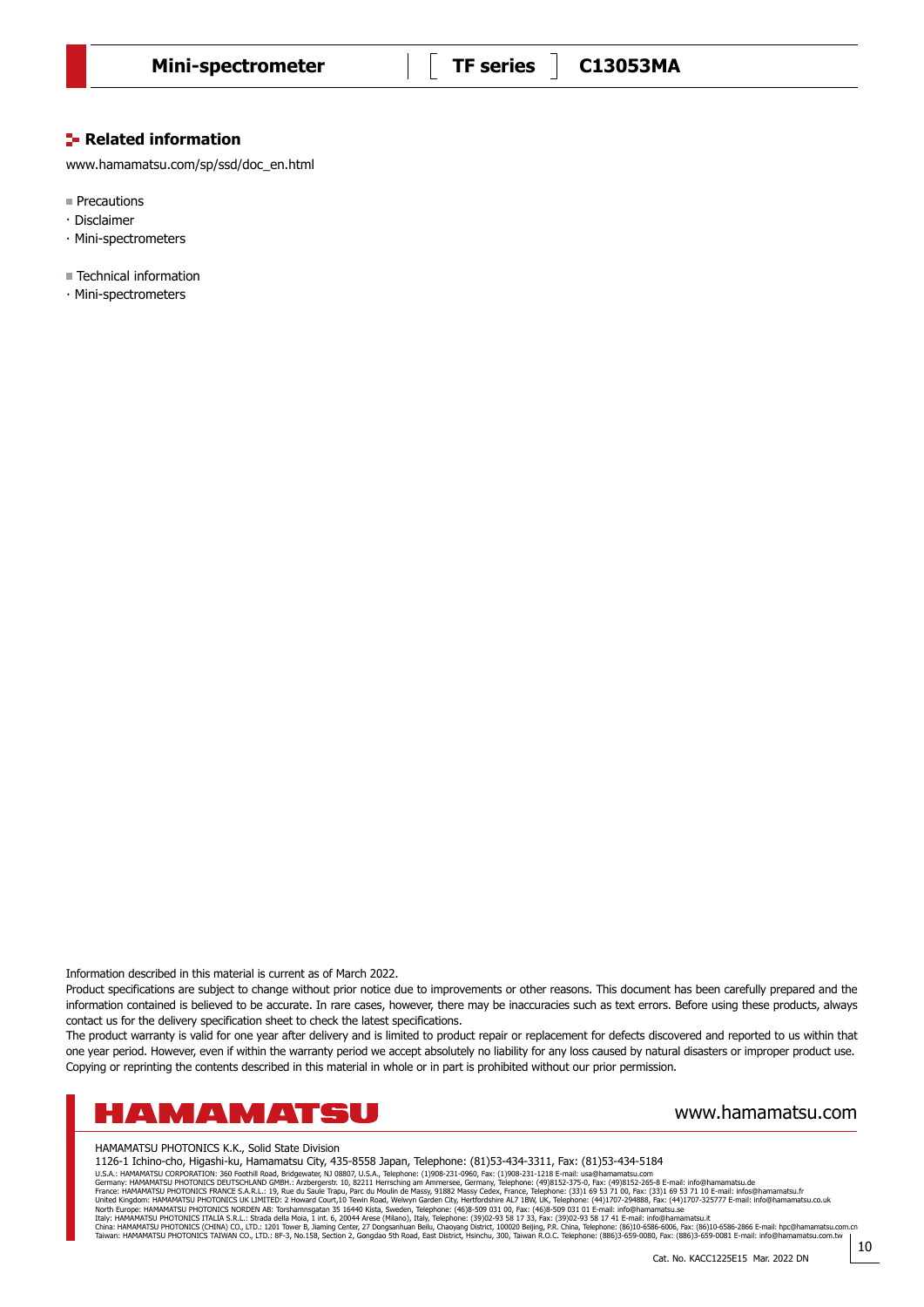## Related information

www.hamamatsu.com/sp/ssd/doc_en.html

- Precautions
  - · Disclaimer
  - · Mini-spectrometers
- Technical information
  - · Mini-spectrometers

Information described in this material is current as of March 2022.

Product specifications are subject to change without prior notice due to improvements or other reasons. This document has been carefully prepared and the information contained is believed to be accurate. In rare cases, however, there may be inaccuracies such as text errors. Before using these products, always contact us for the delivery specification sheet to check the latest specifications.

The product warranty is valid for one year after delivery and is limited to product repair or replacement for defects discovered and reported to us within that one year period. However, even if within the warranty period we accept absolutely no liability for any loss caused by natural disasters or improper product use.

Copying or reprinting the contents described in this material in whole or in part is prohibited without our prior permission.

**HAMAMATSU**

www.hamamatsu.com

HAMAMATSU PHOTONICS K.K., Solid State Division

1126-1 Ichino-cho, Higashi-ku, Hamamatsu City, 435-8558 Japan, Telephone: (81)53-434-3311, Fax: (81)53-434-5184

U.S.A.: HAMAMATSU CORPORATION: 360 Foothill Road, Bridgewater, NJ 08807, U.S.A., Telephone: (1)908-231-0960, Fax: (1)908-231-1218 E-mail: usa@hamamatsu.com
Germany: HAMAMATSU PHOTONICS DEUTSCHLAND GMBH.: Arzbergerstr. 10, 82211 Herrsching am Ammersee, Germany, Telephone: (49)8152-375-0, Fax: (49)8152-265-8 E-mail: info@hamamatsu.de
France: HAMAMATSU PHOTONICS FRANCE S.A.R.L.: 19, Rue du Saule Trapu, Parc du Moulin de Massy, 91882 Massy Cedex, France, Telephone: (33)1 69 53 71 00, Fax: (33)1 69 53 71 10 E-mail: infos@hamamatsu.fr
United Kingdom: HAMAMATSU PHOTONICS UK LIMITED: 2 Howard Court,10 Tewin Road, Welwyn Garden City, Hertfordshire AL7 1BW, UK, Telephone: (44)1707-294888, Fax: (44)1707-325777 E-mail: info@hamamatsu.co.uk
North Europe: HAMAMATSU PHOTONICS NORDEN AB: Torshamnsgatan 35 16440 Kista, Sweden, Telephone: (46)8-509 031 00, Fax: (46)8-509 031 01 E-mail: info@hamamatsu.se
Italy: HAMAMATSU PHOTONICS ITALIA S.R.L.: Strada della Moia, 1 int. 6, 20044 Arese (Milano), Italy, Telephone: (39)02-93 58 17 33, Fax: (39)02-93 58 17 41 E-mail: info@hamamatsu.it
China: HAMAMATSU PHOTONICS (CHINA) CO., LTD.: 1201 Tower B, Jiaming Center, 27 Dongsanhuan Beilu, Chaoyang District, 100020 Beijing, P.R. China, Telephone: (86)10-6586-6006, Fax: (86)10-6586-2866 E-mail: hpc@hamamatsu.com.cn
Taiwan: HAMAMATSU PHOTONICS TAIWAN CO., LTD.: 8F-3, No.158, Section 2, Gongdao 5th Road, East District, Hsinchu, 300, Taiwan R.O.C. Telephone: (886)3-659-0080, Fax: (886)3-659-0081 E-mail: info@hamamatsu.com.tw

Cat. No. KACC1225E15 Mar. 2022 DN